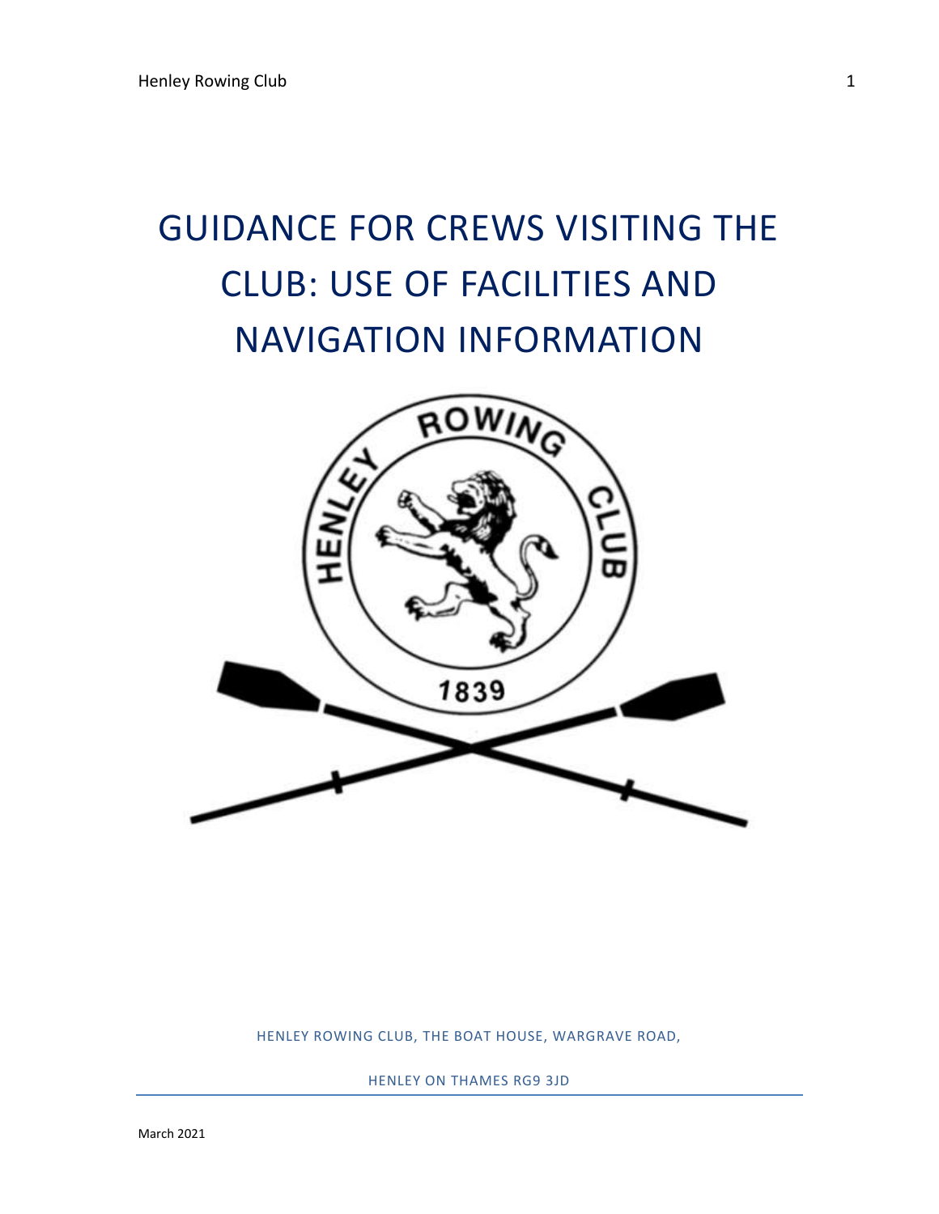# GUIDANCE FOR CREWS VISITING THE CLUB: USE OF FACILITIES AND NAVIGATION INFORMATION

HENLEY ROWING CLUB, THE BOAT HOUSE, WARGRAVE ROAD,

HENLEY ON THAMES RG9 3JD

March 2021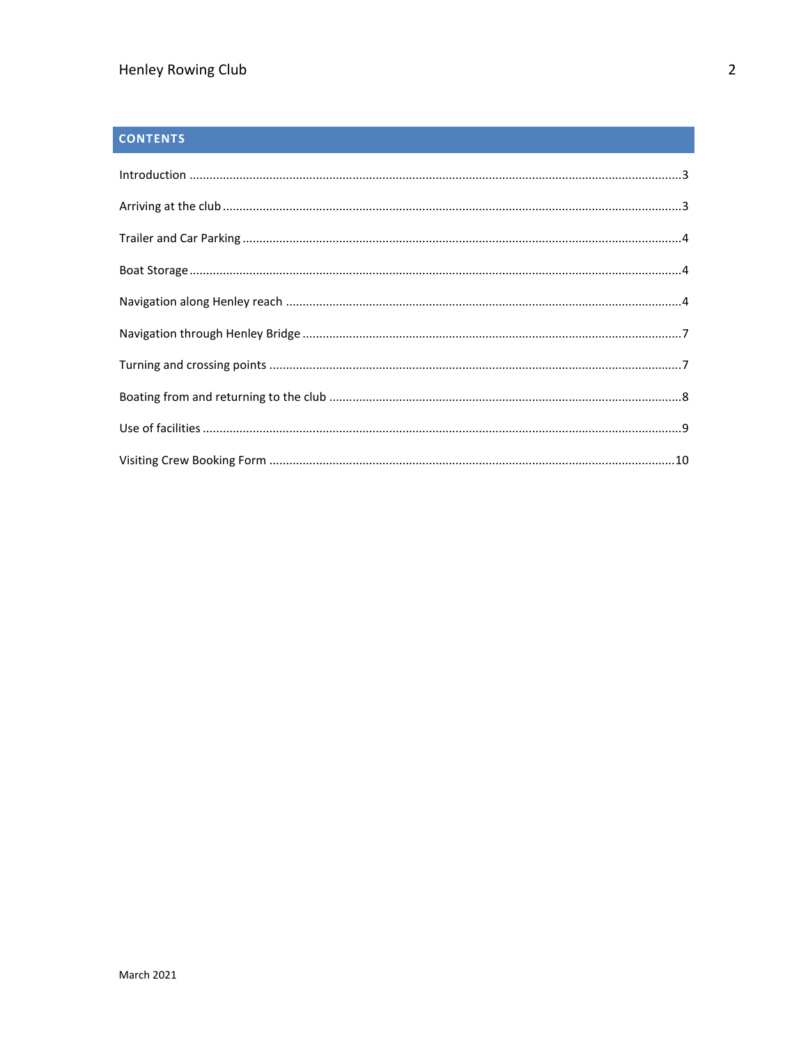## CONTENTS

Introduction ....................................................................................................................................3

Arriving at the club ..........................................................................................................................3

Trailer and Car Parking .....................................................................................................................4

Boat Storage .....................................................................................................................................4

Navigation along Henley reach ........................................................................................................4

Navigation through Henley Bridge ...................................................................................................7

Turning and crossing points .............................................................................................................7

Boating from and returning to the club ...........................................................................................8

Use of facilities .................................................................................................................................9

Visiting Crew Booking Form ...........................................................................................................10

March 2021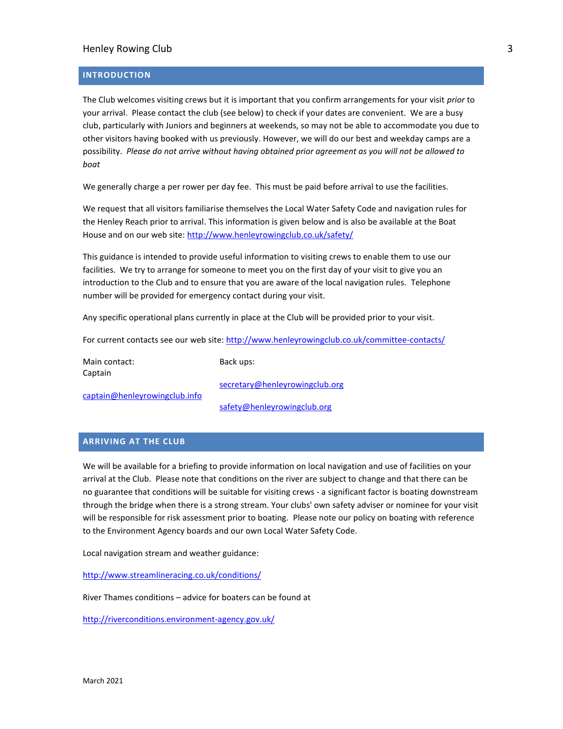## INTRODUCTION

The Club welcomes visiting crews but it is important that you confirm arrangements for your visit *prior* to your arrival. Please contact the club (see below) to check if your dates are convenient. We are a busy club, particularly with Juniors and beginners at weekends, so may not be able to accommodate you due to other visitors having booked with us previously. However, we will do our best and weekday camps are a possibility. *Please do not arrive without having obtained prior agreement as you will not be allowed to boat*

We generally charge a per rower per day fee. This must be paid before arrival to use the facilities.

We request that all visitors familiarise themselves the Local Water Safety Code and navigation rules for the Henley Reach prior to arrival. This information is given below and is also be available at the Boat House and on our web site: http://www.henleyrowingclub.co.uk/safety/

This guidance is intended to provide useful information to visiting crews to enable them to use our facilities. We try to arrange for someone to meet you on the first day of your visit to give you an introduction to the Club and to ensure that you are aware of the local navigation rules. Telephone number will be provided for emergency contact during your visit.

Any specific operational plans currently in place at the Club will be provided prior to your visit.

For current contacts see our web site: http://www.henleyrowingclub.co.uk/committee-contacts/

| Main contact: | Back ups: |
|---|---|
| Captain | secretary@henleyrowingclub.org |
| captain@henleyrowingclub.info | safety@henleyrowingclub.org |

## ARRIVING AT THE CLUB

We will be available for a briefing to provide information on local navigation and use of facilities on your arrival at the Club. Please note that conditions on the river are subject to change and that there can be no guarantee that conditions will be suitable for visiting crews - a significant factor is boating downstream through the bridge when there is a strong stream. Your clubs' own safety adviser or nominee for your visit will be responsible for risk assessment prior to boating. Please note our policy on boating with reference to the Environment Agency boards and our own Local Water Safety Code.

Local navigation stream and weather guidance:

http://www.streamlineracing.co.uk/conditions/

River Thames conditions – advice for boaters can be found at

http://riverconditions.environment-agency.gov.uk/

March 2021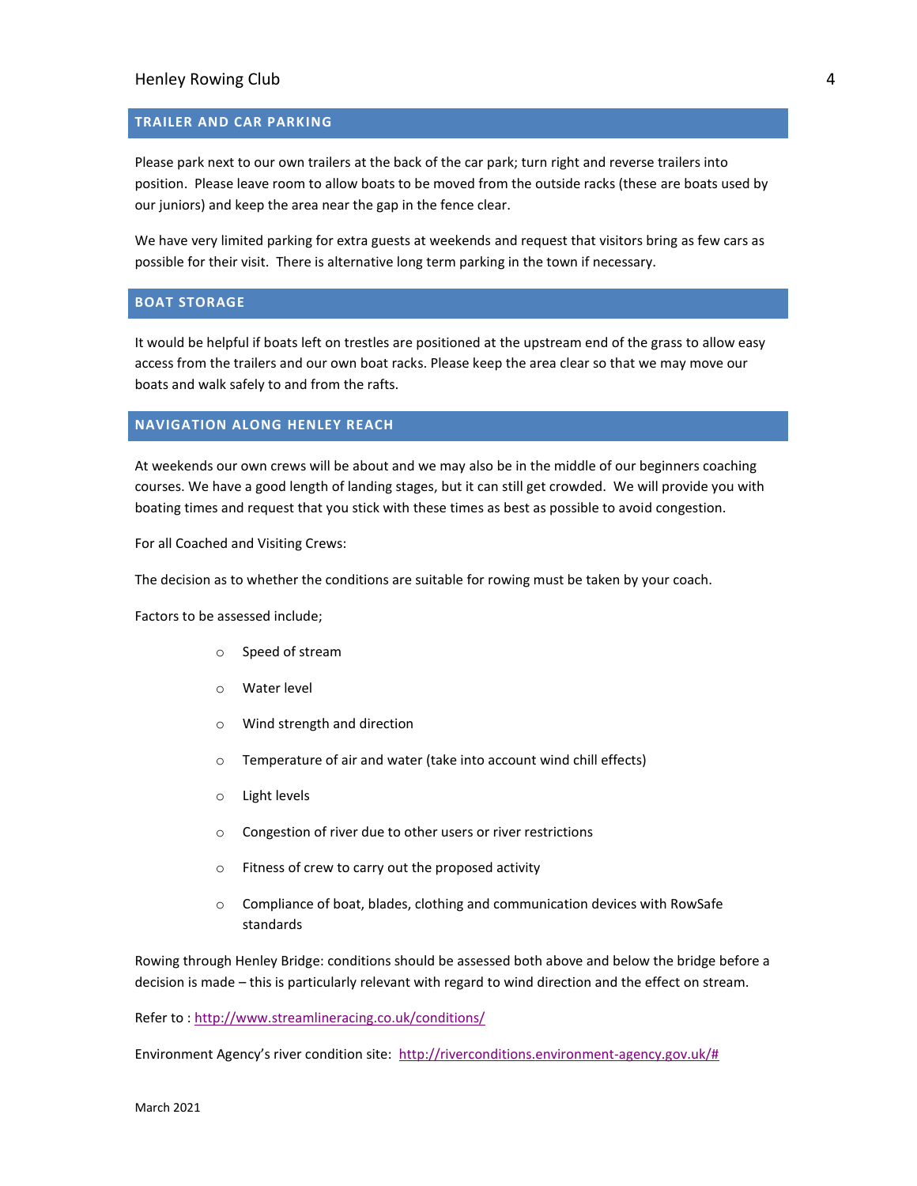## TRAILER AND CAR PARKING

Please park next to our own trailers at the back of the car park; turn right and reverse trailers into position. Please leave room to allow boats to be moved from the outside racks (these are boats used by our juniors) and keep the area near the gap in the fence clear.

We have very limited parking for extra guests at weekends and request that visitors bring as few cars as possible for their visit. There is alternative long term parking in the town if necessary.

## BOAT STORAGE

It would be helpful if boats left on trestles are positioned at the upstream end of the grass to allow easy access from the trailers and our own boat racks. Please keep the area clear so that we may move our boats and walk safely to and from the rafts.

## NAVIGATION ALONG HENLEY REACH

At weekends our own crews will be about and we may also be in the middle of our beginners coaching courses. We have a good length of landing stages, but it can still get crowded. We will provide you with boating times and request that you stick with these times as best as possible to avoid congestion.

For all Coached and Visiting Crews:

The decision as to whether the conditions are suitable for rowing must be taken by your coach.

Factors to be assessed include;

- Speed of stream
- Water level
- Wind strength and direction
- Temperature of air and water (take into account wind chill effects)
- Light levels
- Congestion of river due to other users or river restrictions
- Fitness of crew to carry out the proposed activity
- Compliance of boat, blades, clothing and communication devices with RowSafe standards

Rowing through Henley Bridge: conditions should be assessed both above and below the bridge before a decision is made – this is particularly relevant with regard to wind direction and the effect on stream.

Refer to : http://www.streamlineracing.co.uk/conditions/

Environment Agency's river condition site: http://riverconditions.environment-agency.gov.uk/#

March 2021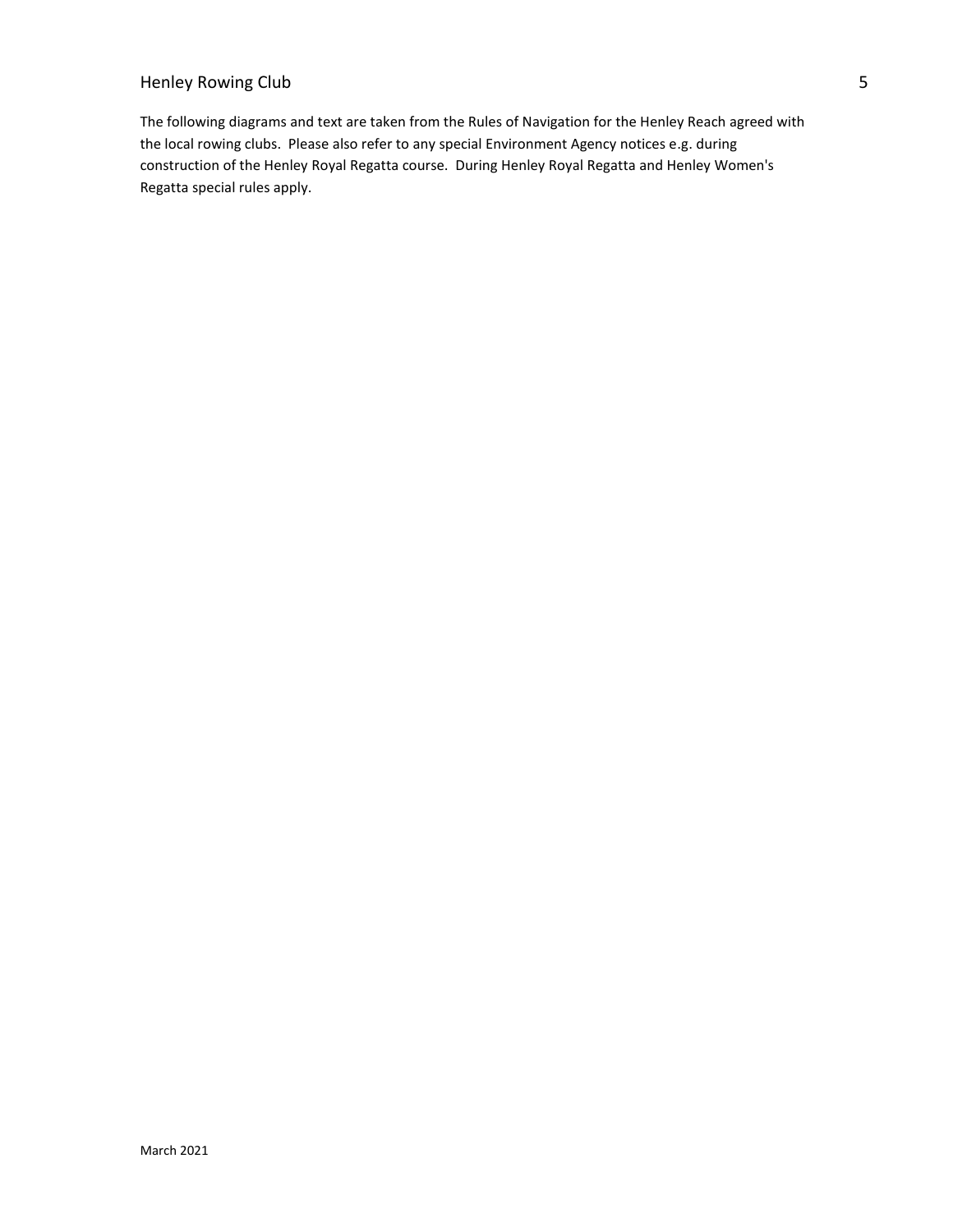The following diagrams and text are taken from the Rules of Navigation for the Henley Reach agreed with the local rowing clubs. Please also refer to any special Environment Agency notices e.g. during construction of the Henley Royal Regatta course. During Henley Royal Regatta and Henley Women's Regatta special rules apply.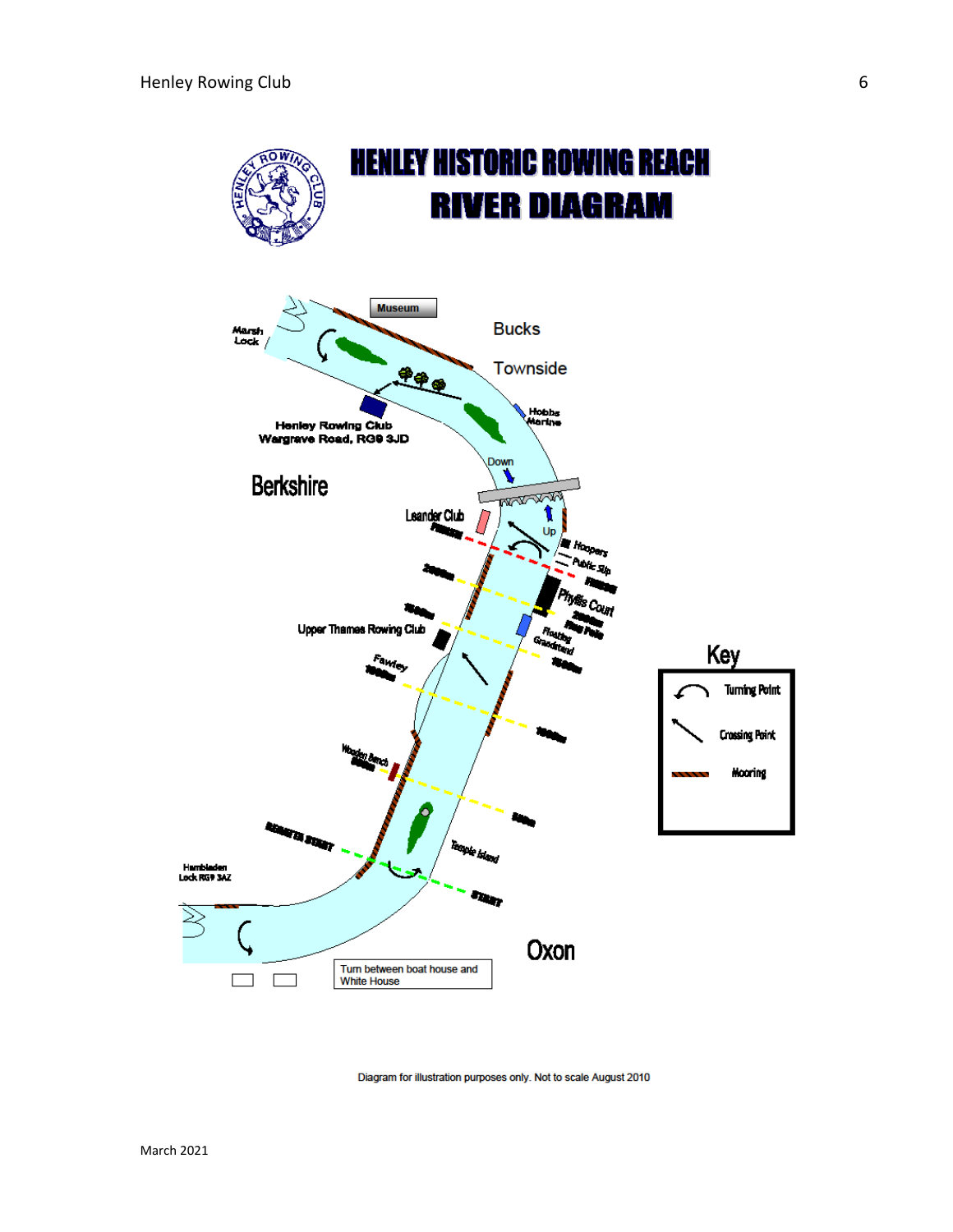# HENLEY HISTORIC ROWING REACH
# RIVER DIAGRAM

Museum

Marsh Lock

Bucks

Townside

Hobbs Marine

Henley Rowing Club
Wargrave Road, RG9 3JD

Berkshire

Down

Up

Leander Club

FINISH

Hoopers

Public Slip

FINISH

2000m

Phyllis Court

2000m Flag Pole

1500m

Upper Thames Rowing Club

Floating Grandstand

1500m

Fawley 1000m

1000m

Wooden Bench 500m

500m

REGATTA START

Temple Island

Hambleden Lock RG9 3AZ

START

Oxon

Turn between boat house and White House

**Key**

- Turning Point
- Crossing Point
- Mooring

Diagram for illustration purposes only. Not to scale August 2010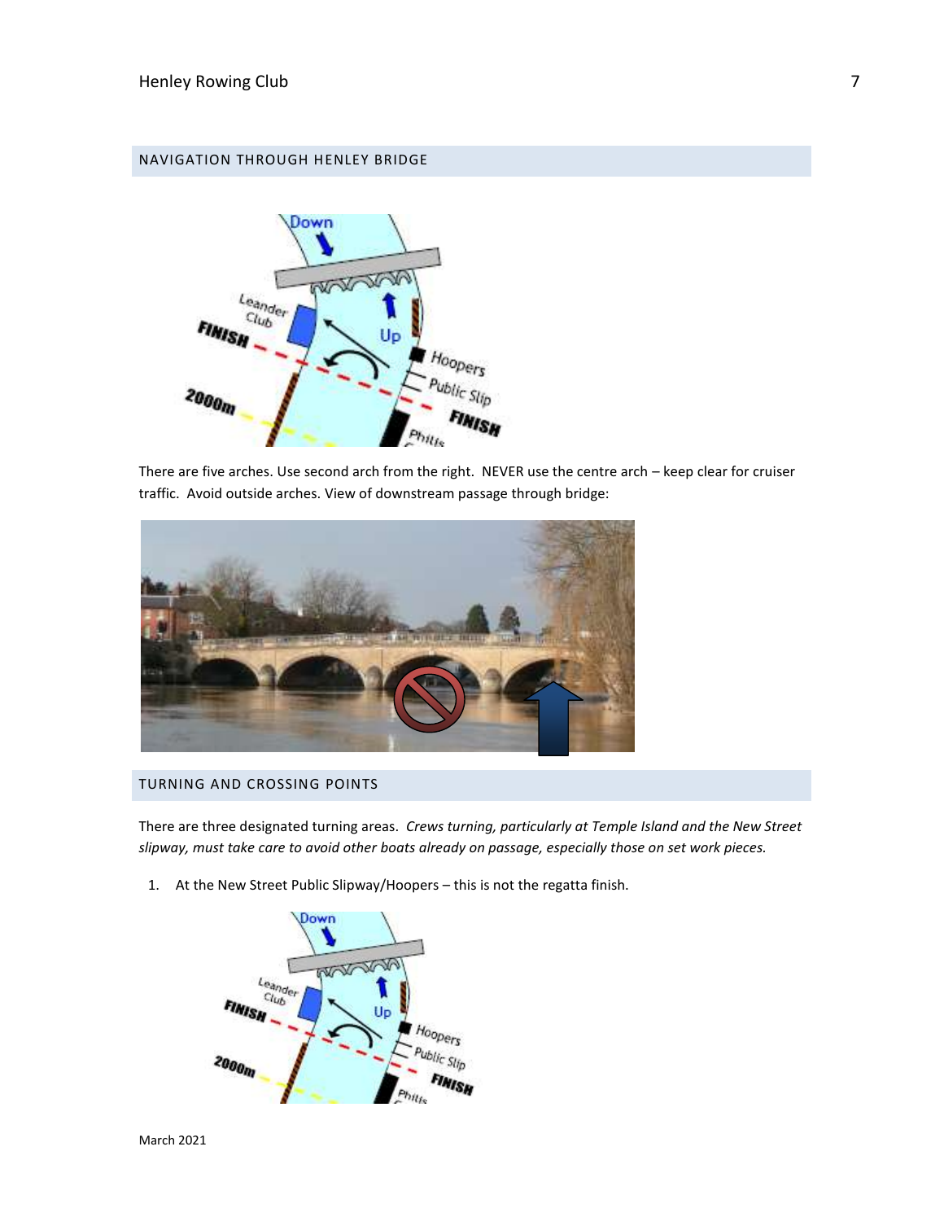## NAVIGATION THROUGH HENLEY BRIDGE

There are five arches. Use second arch from the right. NEVER use the centre arch – keep clear for cruiser traffic. Avoid outside arches. View of downstream passage through bridge:

## TURNING AND CROSSING POINTS

There are three designated turning areas. *Crews turning, particularly at Temple Island and the New Street slipway, must take care to avoid other boats already on passage, especially those on set work pieces.*

1. At the New Street Public Slipway/Hoopers – this is not the regatta finish.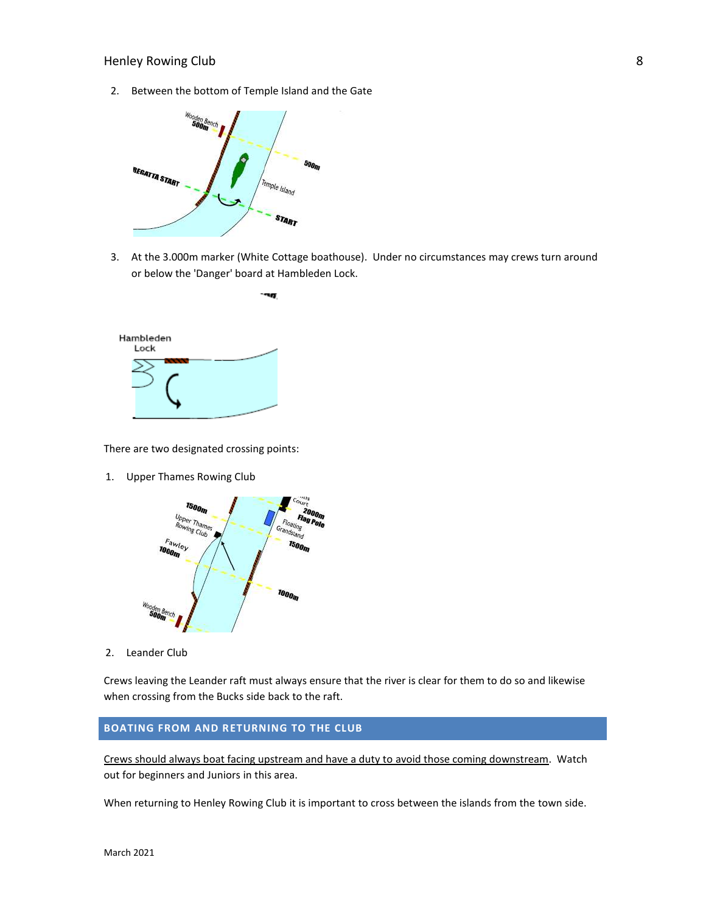2. Between the bottom of Temple Island and the Gate

3. At the 3.000m marker (White Cottage boathouse). Under no circumstances may crews turn around or below the 'Danger' board at Hambleden Lock.

There are two designated crossing points:

1. Upper Thames Rowing Club

2. Leander Club

Crews leaving the Leander raft must always ensure that the river is clear for them to do so and likewise when crossing from the Bucks side back to the raft.

## BOATING FROM AND RETURNING TO THE CLUB

Crews should always boat facing upstream and have a duty to avoid those coming downstream. Watch out for beginners and Juniors in this area.

When returning to Henley Rowing Club it is important to cross between the islands from the town side.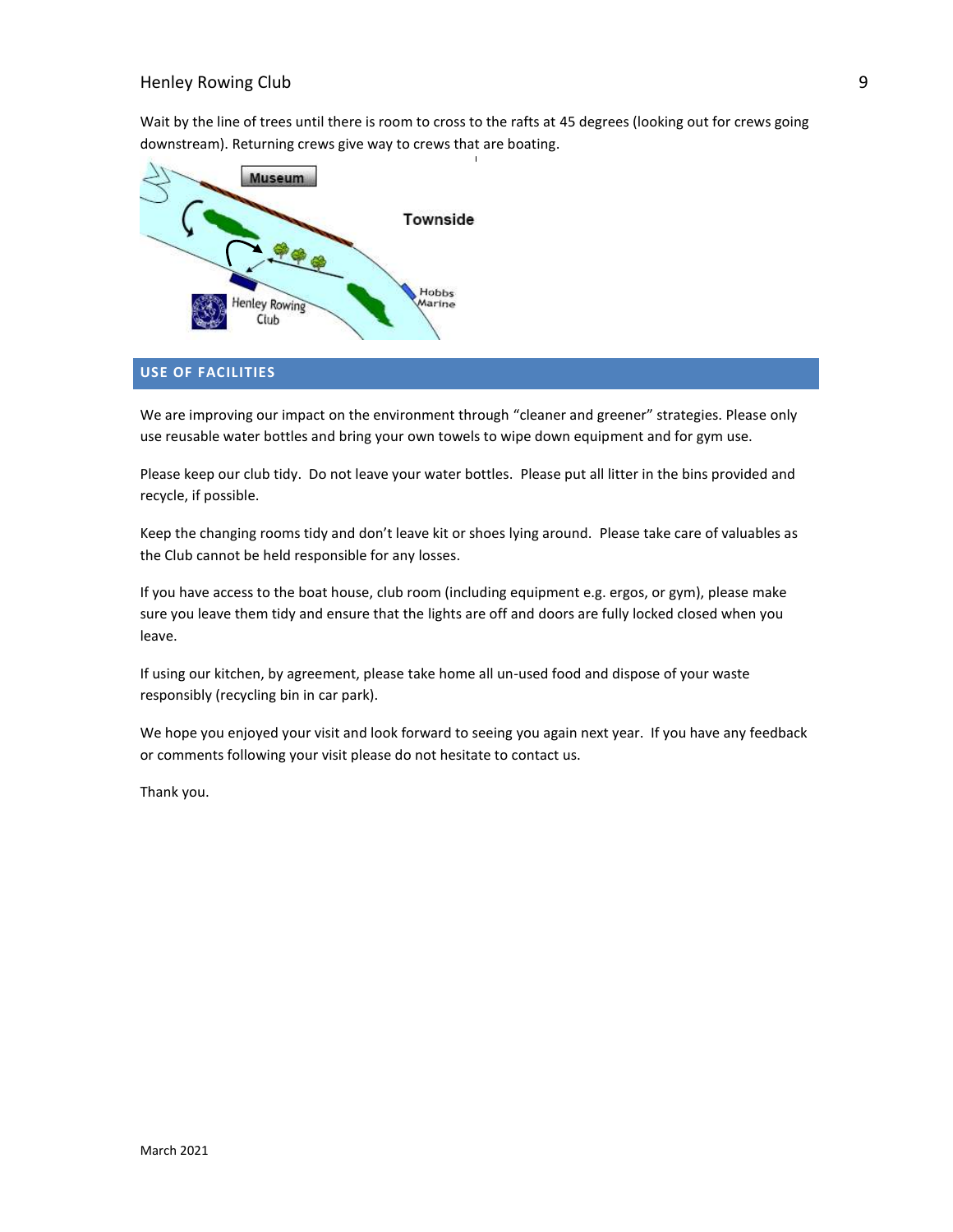Wait by the line of trees until there is room to cross to the rafts at 45 degrees (looking out for crews going downstream). Returning crews give way to crews that are boating.

## USE OF FACILITIES

We are improving our impact on the environment through "cleaner and greener" strategies. Please only use reusable water bottles and bring your own towels to wipe down equipment and for gym use.

Please keep our club tidy. Do not leave your water bottles. Please put all litter in the bins provided and recycle, if possible.

Keep the changing rooms tidy and don't leave kit or shoes lying around. Please take care of valuables as the Club cannot be held responsible for any losses.

If you have access to the boat house, club room (including equipment e.g. ergos, or gym), please make sure you leave them tidy and ensure that the lights are off and doors are fully locked closed when you leave.

If using our kitchen, by agreement, please take home all un-used food and dispose of your waste responsibly (recycling bin in car park).

We hope you enjoyed your visit and look forward to seeing you again next year. If you have any feedback or comments following your visit please do not hesitate to contact us.

Thank you.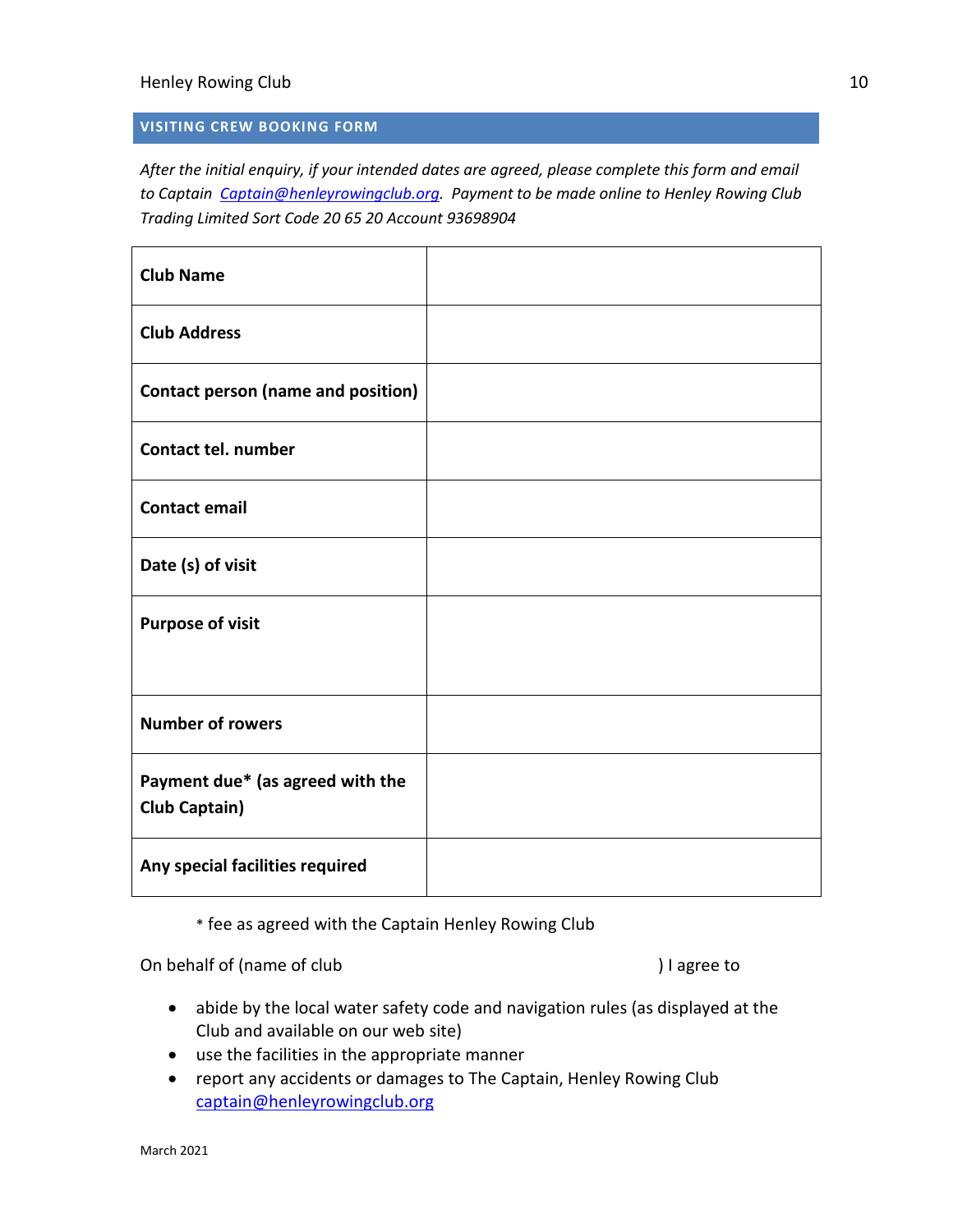## VISITING CREW BOOKING FORM

*After the initial enquiry, if your intended dates are agreed, please complete this form and email to Captain [Captain@henleyrowingclub.org](mailto:Captain@henleyrowingclub.org). Payment to be made online to Henley Rowing Club Trading Limited Sort Code 20 65 20 Account 93698904*

| | |
|---|---|
| **Club Name** | |
| **Club Address** | |
| **Contact person (name and position)** | |
| **Contact tel. number** | |
| **Contact email** | |
| **Date (s) of visit** | |
| **Purpose of visit** | |
| **Number of rowers** | |
| **Payment due* (as agreed with the Club Captain)** | |
| **Any special facilities required** | |

\* fee as agreed with the Captain Henley Rowing Club

On behalf of (name of club                                                                ) I agree to

- abide by the local water safety code and navigation rules (as displayed at the Club and available on our web site)
- use the facilities in the appropriate manner
- report any accidents or damages to The Captain, Henley Rowing Club [captain@henleyrowingclub.org](mailto:captain@henleyrowingclub.org)

March 2021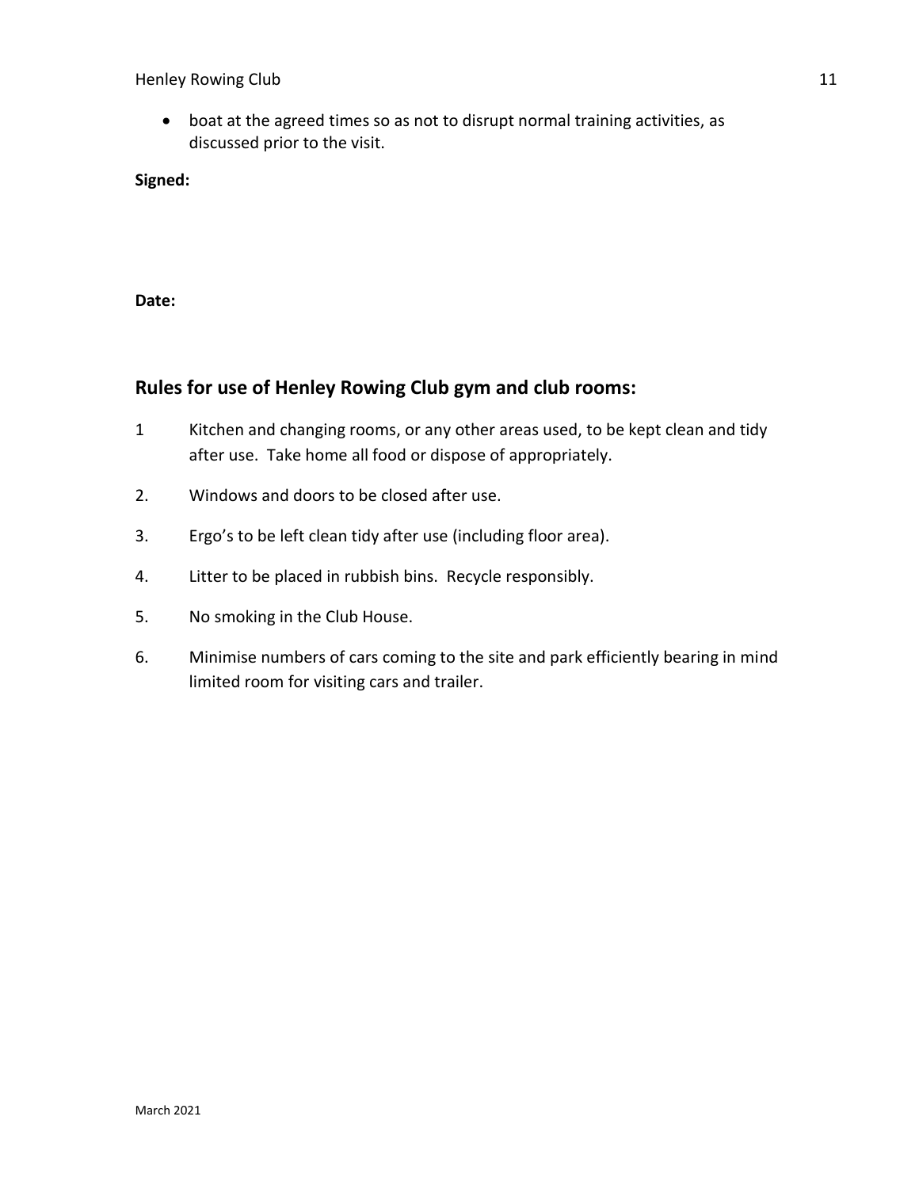- boat at the agreed times so as not to disrupt normal training activities, as discussed prior to the visit.

**Signed:**

**Date:**

## Rules for use of Henley Rowing Club gym and club rooms:

1 Kitchen and changing rooms, or any other areas used, to be kept clean and tidy after use. Take home all food or dispose of appropriately.

2. Windows and doors to be closed after use.

3. Ergo's to be left clean tidy after use (including floor area).

4. Litter to be placed in rubbish bins. Recycle responsibly.

5. No smoking in the Club House.

6. Minimise numbers of cars coming to the site and park efficiently bearing in mind limited room for visiting cars and trailer.